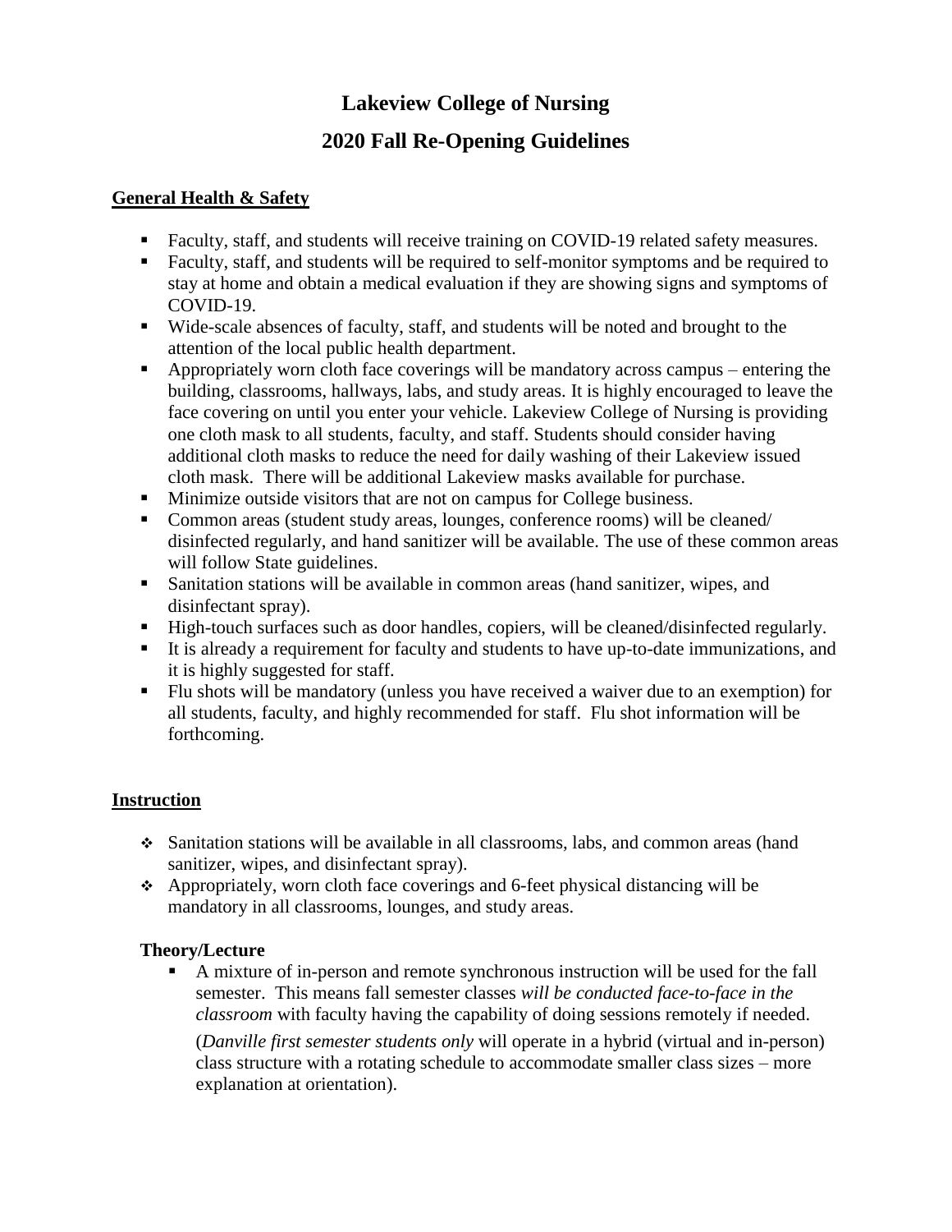# Lakeview College of Nursing

# 2020 Fall Re-Opening Guidelines

## General Health & Safety

- Faculty, staff, and students will receive training on COVID-19 related safety measures.
- Faculty, staff, and students will be required to self-monitor symptoms and be required to stay at home and obtain a medical evaluation if they are showing signs and symptoms of COVID-19.
- Wide-scale absences of faculty, staff, and students will be noted and brought to the attention of the local public health department.
- Appropriately worn cloth face coverings will be mandatory across campus – entering the building, classrooms, hallways, labs, and study areas. It is highly encouraged to leave the face covering on until you enter your vehicle. Lakeview College of Nursing is providing one cloth mask to all students, faculty, and staff. Students should consider having additional cloth masks to reduce the need for daily washing of their Lakeview issued cloth mask. There will be additional Lakeview masks available for purchase.
- Minimize outside visitors that are not on campus for College business.
- Common areas (student study areas, lounges, conference rooms) will be cleaned/ disinfected regularly, and hand sanitizer will be available. The use of these common areas will follow State guidelines.
- Sanitation stations will be available in common areas (hand sanitizer, wipes, and disinfectant spray).
- High-touch surfaces such as door handles, copiers, will be cleaned/disinfected regularly.
- It is already a requirement for faculty and students to have up-to-date immunizations, and it is highly suggested for staff.
- Flu shots will be mandatory (unless you have received a waiver due to an exemption) for all students, faculty, and highly recommended for staff. Flu shot information will be forthcoming.

## Instruction

- Sanitation stations will be available in all classrooms, labs, and common areas (hand sanitizer, wipes, and disinfectant spray).
- Appropriately, worn cloth face coverings and 6-feet physical distancing will be mandatory in all classrooms, lounges, and study areas.

### Theory/Lecture

- A mixture of in-person and remote synchronous instruction will be used for the fall semester. This means fall semester classes *will be conducted face-to-face in the classroom* with faculty having the capability of doing sessions remotely if needed.

  (*Danville first semester students only* will operate in a hybrid (virtual and in-person) class structure with a rotating schedule to accommodate smaller class sizes – more explanation at orientation).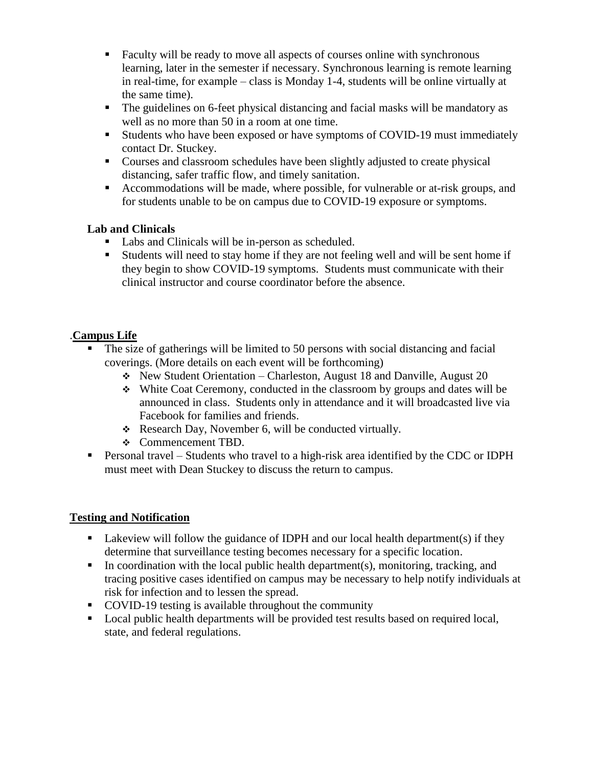- Faculty will be ready to move all aspects of courses online with synchronous learning, later in the semester if necessary. Synchronous learning is remote learning in real-time, for example – class is Monday 1-4, students will be online virtually at the same time).
- The guidelines on 6-feet physical distancing and facial masks will be mandatory as well as no more than 50 in a room at one time.
- Students who have been exposed or have symptoms of COVID-19 must immediately contact Dr. Stuckey.
- Courses and classroom schedules have been slightly adjusted to create physical distancing, safer traffic flow, and timely sanitation.
- Accommodations will be made, where possible, for vulnerable or at-risk groups, and for students unable to be on campus due to COVID-19 exposure or symptoms.

**Lab and Clinicals**

- Labs and Clinicals will be in-person as scheduled.
- Students will need to stay home if they are not feeling well and will be sent home if they begin to show COVID-19 symptoms. Students must communicate with their clinical instructor and course coordinator before the absence.

.**Campus Life**

- The size of gatherings will be limited to 50 persons with social distancing and facial coverings. (More details on each event will be forthcoming)
  - New Student Orientation – Charleston, August 18 and Danville, August 20
  - White Coat Ceremony, conducted in the classroom by groups and dates will be announced in class. Students only in attendance and it will broadcasted live via Facebook for families and friends.
  - Research Day, November 6, will be conducted virtually.
  - Commencement TBD.
- Personal travel – Students who travel to a high-risk area identified by the CDC or IDPH must meet with Dean Stuckey to discuss the return to campus.

**Testing and Notification**

- Lakeview will follow the guidance of IDPH and our local health department(s) if they determine that surveillance testing becomes necessary for a specific location.
- In coordination with the local public health department(s), monitoring, tracking, and tracing positive cases identified on campus may be necessary to help notify individuals at risk for infection and to lessen the spread.
- COVID-19 testing is available throughout the community
- Local public health departments will be provided test results based on required local, state, and federal regulations.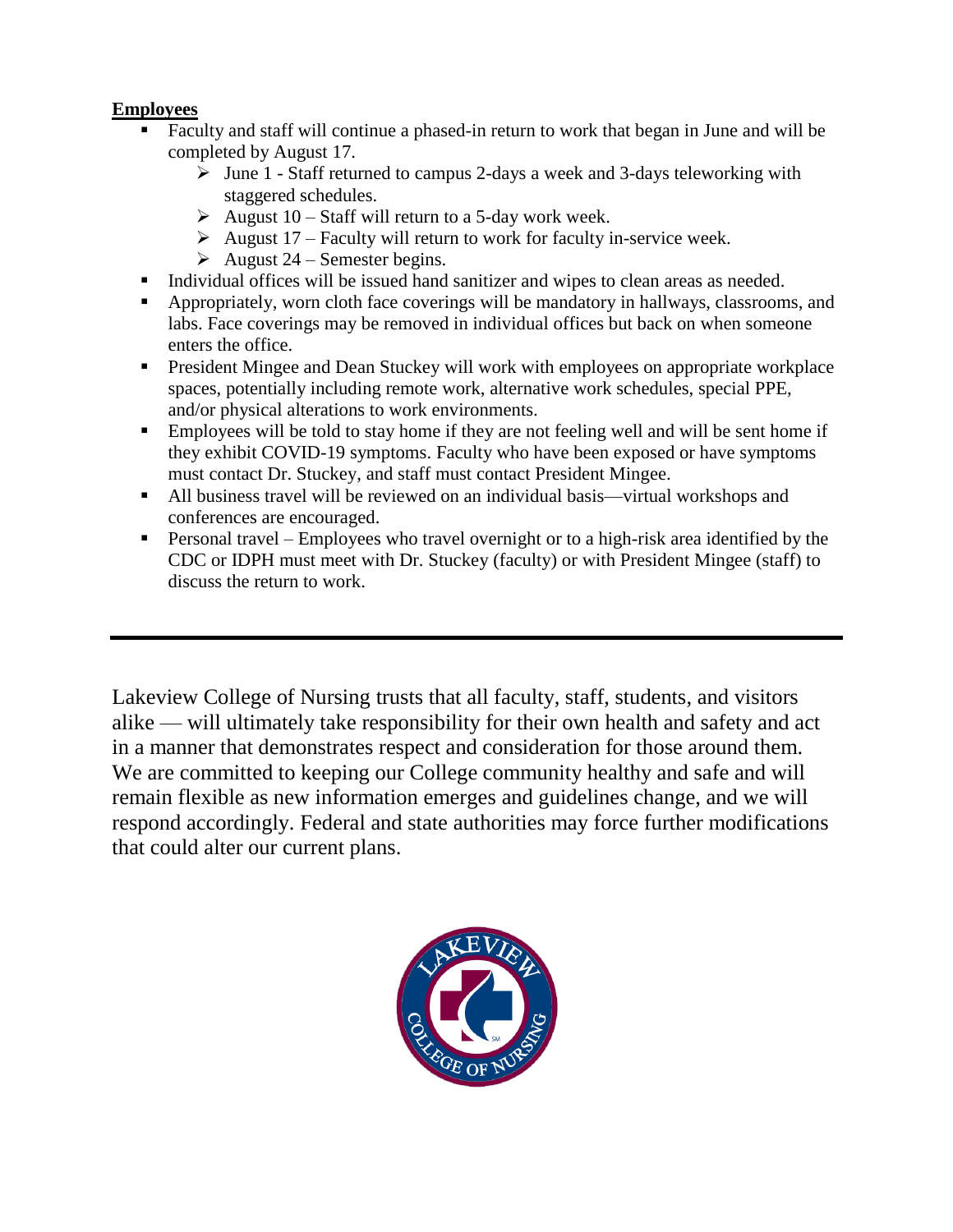**Employees**

- Faculty and staff will continue a phased-in return to work that began in June and will be completed by August 17.
  - June 1 - Staff returned to campus 2-days a week and 3-days teleworking with staggered schedules.
  - August 10 – Staff will return to a 5-day work week.
  - August 17 – Faculty will return to work for faculty in-service week.
  - August 24 – Semester begins.
- Individual offices will be issued hand sanitizer and wipes to clean areas as needed.
- Appropriately, worn cloth face coverings will be mandatory in hallways, classrooms, and labs. Face coverings may be removed in individual offices but back on when someone enters the office.
- President Mingee and Dean Stuckey will work with employees on appropriate workplace spaces, potentially including remote work, alternative work schedules, special PPE, and/or physical alterations to work environments.
- Employees will be told to stay home if they are not feeling well and will be sent home if they exhibit COVID-19 symptoms. Faculty who have been exposed or have symptoms must contact Dr. Stuckey, and staff must contact President Mingee.
- All business travel will be reviewed on an individual basis—virtual workshops and conferences are encouraged.
- Personal travel – Employees who travel overnight or to a high-risk area identified by the CDC or IDPH must meet with Dr. Stuckey (faculty) or with President Mingee (staff) to discuss the return to work.

---

Lakeview College of Nursing trusts that all faculty, staff, students, and visitors alike — will ultimately take responsibility for their own health and safety and act in a manner that demonstrates respect and consideration for those around them. We are committed to keeping our College community healthy and safe and will remain flexible as new information emerges and guidelines change, and we will respond accordingly. Federal and state authorities may force further modifications that could alter our current plans.